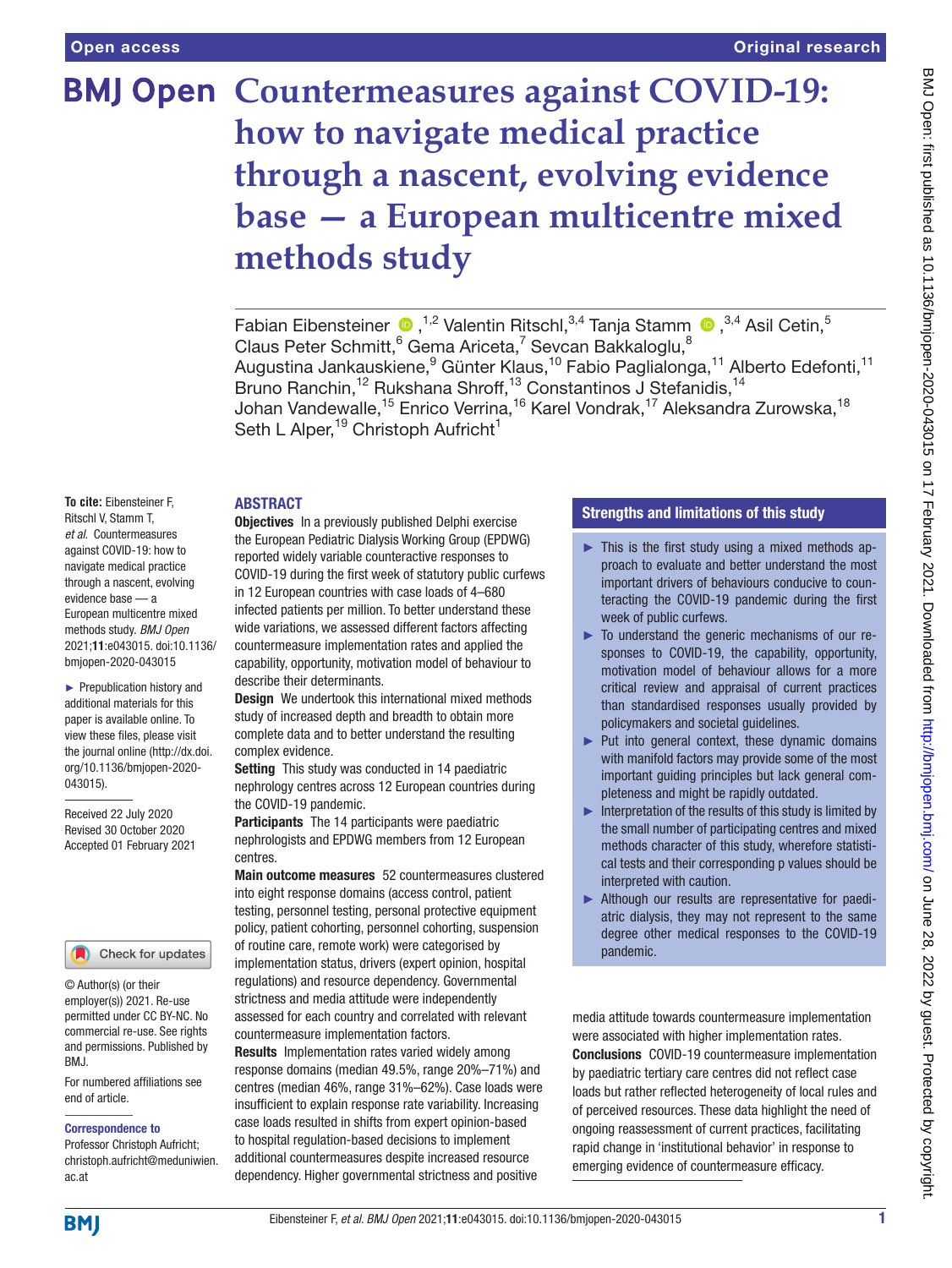# Countermeasures against COVID-19: how to navigate medical practice through a nascent, evolving evidence base — a European multicentre mixed methods study

Fabian Eibensteiner,[1,2] Valentin Ritschl,[3,4] Tanja Stamm,[3,4] Asil Cetin,[5] Claus Peter Schmitt,[6] Gema Ariceta,[7] Sevcan Bakkaloglu,[8] Augustina Jankauskiene,[9] Günter Klaus,[10] Fabio Paglialonga,[11] Alberto Edefonti,[11] Bruno Ranchin,[12] Rukshana Shroff,[13] Constantinos J Stefanidis,[14] Johan Vandewalle,[15] Enrico Verrina,[16] Karel Vondrak,[17] Aleksandra Zurowska,[18] Seth L Alper,[19] Christoph Aufricht[1]

**To cite:** Eibensteiner F, Ritschl V, Stamm T, *et al*. Countermeasures against COVID-19: how to navigate medical practice through a nascent, evolving evidence base — a European multicentre mixed methods study. *BMJ Open* 2021;**11**:e043015. doi:10.1136/bmjopen-2020-043015

► Prepublication history and additional materials for this paper is available online. To view these files, please visit the journal online (http://dx.doi.org/10.1136/bmjopen-2020-043015).

Received 22 July 2020
Revised 30 October 2020
Accepted 01 February 2021

© Author(s) (or their employer(s)) 2021. Re-use permitted under CC BY-NC. No commercial re-use. See rights and permissions. Published by BMJ.

For numbered affiliations see end of article.

**Correspondence to**
Professor Christoph Aufricht; christoph.aufricht@meduniwien.ac.at

## ABSTRACT

**Objectives** In a previously published Delphi exercise the European Pediatric Dialysis Working Group (EPDWG) reported widely variable counteractive responses to COVID-19 during the first week of statutory public curfews in 12 European countries with case loads of 4–680 infected patients per million. To better understand these wide variations, we assessed different factors affecting countermeasure implementation rates and applied the capability, opportunity, motivation model of behaviour to describe their determinants.

**Design** We undertook this international mixed methods study of increased depth and breadth to obtain more complete data and to better understand the resulting complex evidence.

**Setting** This study was conducted in 14 paediatric nephrology centres across 12 European countries during the COVID-19 pandemic.

**Participants** The 14 participants were paediatric nephrologists and EPDWG members from 12 European centres.

**Main outcome measures** 52 countermeasures clustered into eight response domains (access control, patient testing, personnel testing, personal protective equipment policy, patient cohorting, personnel cohorting, suspension of routine care, remote work) were categorised by implementation status, drivers (expert opinion, hospital regulations) and resource dependency. Governmental strictness and media attitude were independently assessed for each country and correlated with relevant countermeasure implementation factors.

**Results** Implementation rates varied widely among response domains (median 49.5%, range 20%–71%) and centres (median 46%, range 31%–62%). Case loads were insufficient to explain response rate variability. Increasing case loads resulted in shifts from expert opinion-based to hospital regulation-based decisions to implement additional countermeasures despite increased resource dependency. Higher governmental strictness and positive media attitude towards countermeasure implementation were associated with higher implementation rates.

**Conclusions** COVID-19 countermeasure implementation by paediatric tertiary care centres did not reflect case loads but rather reflected heterogeneity of local rules and of perceived resources. These data highlight the need of ongoing reassessment of current practices, facilitating rapid change in 'institutional behavior' in response to emerging evidence of countermeasure efficacy.

## Strengths and limitations of this study

- ► This is the first study using a mixed methods approach to evaluate and better understand the most important drivers of behaviours conducive to counteracting the COVID-19 pandemic during the first week of public curfews.
- ► To understand the generic mechanisms of our responses to COVID-19, the capability, opportunity, motivation model of behaviour allows for a more critical review and appraisal of current practices than standardised responses usually provided by policymakers and societal guidelines.
- ► Put into general context, these dynamic domains with manifold factors may provide some of the most important guiding principles but lack general completeness and might be rapidly outdated.
- ► Interpretation of the results of this study is limited by the small number of participating centres and mixed methods character of this study, wherefore statistical tests and their corresponding p values should be interpreted with caution.
- ► Although our results are representative for paediatric dialysis, they may not represent to the same degree other medical responses to the COVID-19 pandemic.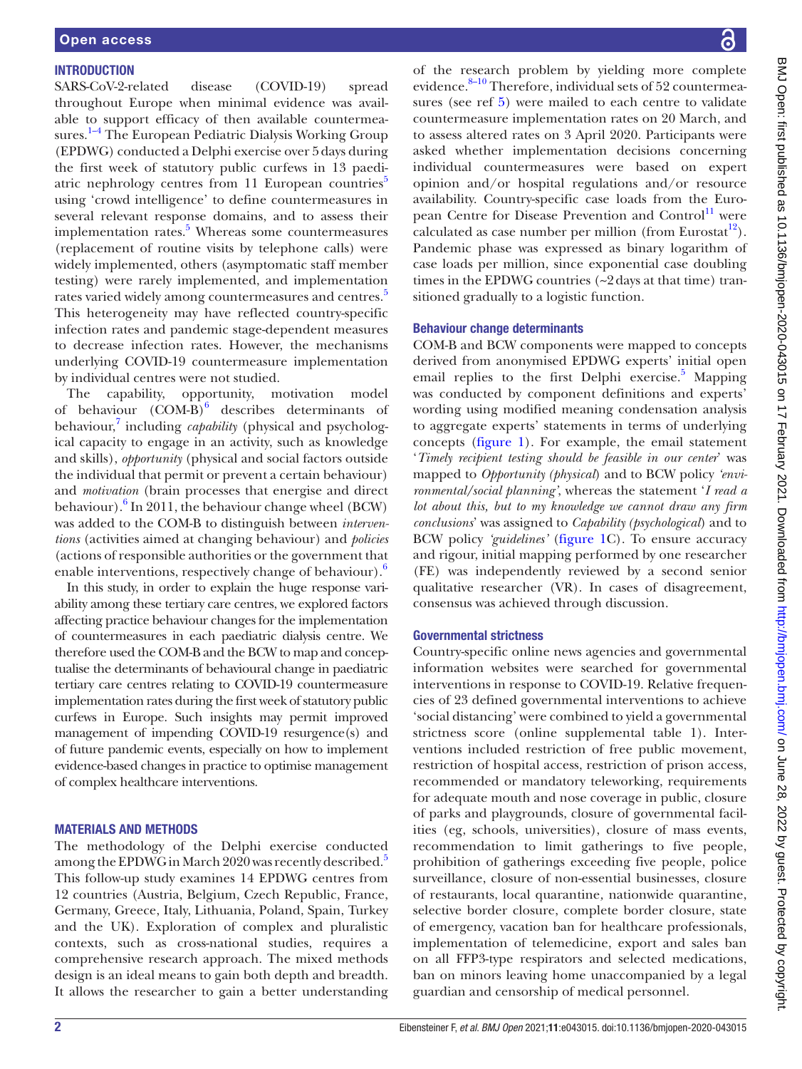## INTRODUCTION

SARS-CoV-2-related disease (COVID-19) spread throughout Europe when minimal evidence was available to support efficacy of then available countermeasures.[1–4] The European Pediatric Dialysis Working Group (EPDWG) conducted a Delphi exercise over 5 days during the first week of statutory public curfews in 13 paediatric nephrology centres from 11 European countries[5] using 'crowd intelligence' to define countermeasures in several relevant response domains, and to assess their implementation rates.[5] Whereas some countermeasures (replacement of routine visits by telephone calls) were widely implemented, others (asymptomatic staff member testing) were rarely implemented, and implementation rates varied widely among countermeasures and centres.[5] This heterogeneity may have reflected country-specific infection rates and pandemic stage-dependent measures to decrease infection rates. However, the mechanisms underlying COVID-19 countermeasure implementation by individual centres were not studied.

The capability, opportunity, motivation model of behaviour (COM-B)[6] describes determinants of behaviour,[7] including *capability* (physical and psychological capacity to engage in an activity, such as knowledge and skills), *opportunity* (physical and social factors outside the individual that permit or prevent a certain behaviour) and *motivation* (brain processes that energise and direct behaviour).[6] In 2011, the behaviour change wheel (BCW) was added to the COM-B to distinguish between *interventions* (activities aimed at changing behaviour) and *policies* (actions of responsible authorities or the government that enable interventions, respectively change of behaviour).[6]

In this study, in order to explain the huge response variability among these tertiary care centres, we explored factors affecting practice behaviour changes for the implementation of countermeasures in each paediatric dialysis centre. We therefore used the COM-B and the BCW to map and conceptualise the determinants of behavioural change in paediatric tertiary care centres relating to COVID-19 countermeasure implementation rates during the first week of statutory public curfews in Europe. Such insights may permit improved management of impending COVID-19 resurgence(s) and of future pandemic events, especially on how to implement evidence-based changes in practice to optimise management of complex healthcare interventions.

## MATERIALS AND METHODS

The methodology of the Delphi exercise conducted among the EPDWG in March 2020 was recently described.[5] This follow-up study examines 14 EPDWG centres from 12 countries (Austria, Belgium, Czech Republic, France, Germany, Greece, Italy, Lithuania, Poland, Spain, Turkey and the UK). Exploration of complex and pluralistic contexts, such as cross-national studies, requires a comprehensive research approach. The mixed methods design is an ideal means to gain both depth and breadth. It allows the researcher to gain a better understanding of the research problem by yielding more complete evidence.[8–10] Therefore, individual sets of 52 countermeasures (see ref 5) were mailed to each centre to validate countermeasure implementation rates on 20 March, and to assess altered rates on 3 April 2020. Participants were asked whether implementation decisions concerning individual countermeasures were based on expert opinion and/or hospital regulations and/or resource availability. Country-specific case loads from the European Centre for Disease Prevention and Control[11] were calculated as case number per million (from Eurostat[12]). Pandemic phase was expressed as binary logarithm of case loads per million, since exponential case doubling times in the EPDWG countries (~2 days at that time) transitioned gradually to a logistic function.

### Behaviour change determinants

COM-B and BCW components were mapped to concepts derived from anonymised EPDWG experts' initial open email replies to the first Delphi exercise.[5] Mapping was conducted by component definitions and experts' wording using modified meaning condensation analysis to aggregate experts' statements in terms of underlying concepts (figure 1). For example, the email statement '*Timely recipient testing should be feasible in our center*' was mapped to *Opportunity (physical)* and to BCW policy *'environmental/social planning'*, whereas the statement '*I read a lot about this, but to my knowledge we cannot draw any firm conclusions*' was assigned to *Capability (psychological)* and to BCW policy *'guidelines'* (figure 1C). To ensure accuracy and rigour, initial mapping performed by one researcher (FE) was independently reviewed by a second senior qualitative researcher (VR). In cases of disagreement, consensus was achieved through discussion.

### Governmental strictness

Country-specific online news agencies and governmental information websites were searched for governmental interventions in response to COVID-19. Relative frequencies of 23 defined governmental interventions to achieve 'social distancing' were combined to yield a governmental strictness score (online supplemental table 1). Interventions included restriction of free public movement, restriction of hospital access, restriction of prison access, recommended or mandatory teleworking, requirements for adequate mouth and nose coverage in public, closure of parks and playgrounds, closure of governmental facilities (eg, schools, universities), closure of mass events, recommendation to limit gatherings to five people, prohibition of gatherings exceeding five people, police surveillance, closure of non-essential businesses, closure of restaurants, local quarantine, nationwide quarantine, selective border closure, complete border closure, state of emergency, vacation ban for healthcare professionals, implementation of telemedicine, export and sales ban on all FFP3-type respirators and selected medications, ban on minors leaving home unaccompanied by a legal guardian and censorship of medical personnel.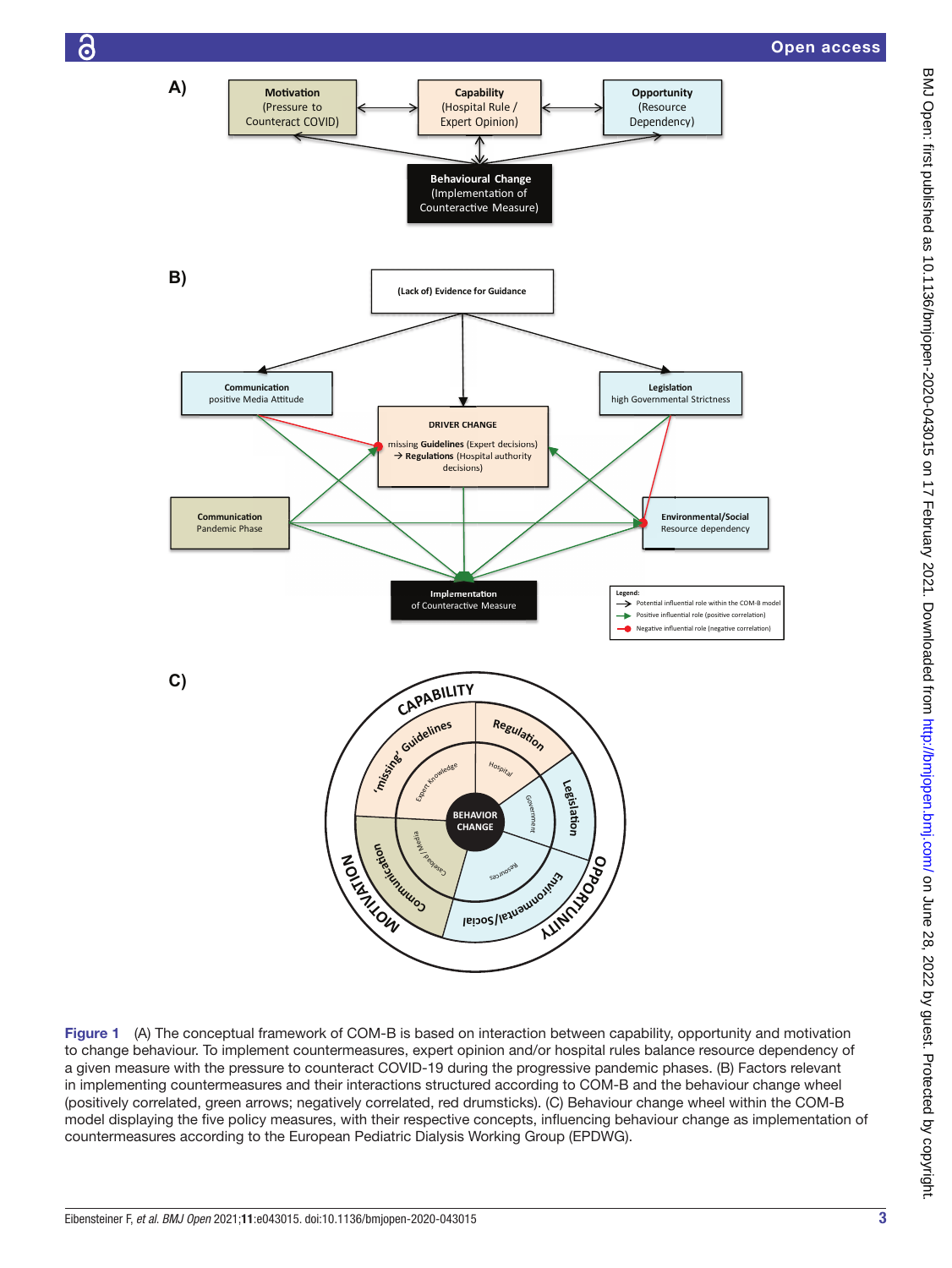Figure 1 (A) The conceptual framework of COM-B is based on interaction between capability, opportunity and motivation to change behaviour. To implement countermeasures, expert opinion and/or hospital rules balance resource dependency of a given measure with the pressure to counteract COVID-19 during the progressive pandemic phases. (B) Factors relevant in implementing countermeasures and their interactions structured according to COM-B and the behaviour change wheel (positively correlated, green arrows; negatively correlated, red drumsticks). (C) Behaviour change wheel within the COM-B model displaying the five policy measures, with their respective concepts, influencing behaviour change as implementation of countermeasures according to the European Pediatric Dialysis Working Group (EPDWG).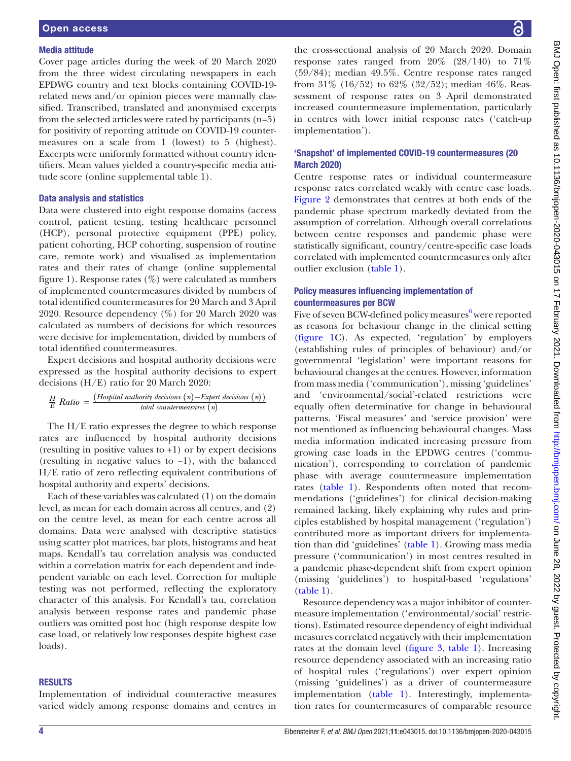### Media attitude

Cover page articles during the week of 20 March 2020 from the three widest circulating newspapers in each EPDWG country and text blocks containing COVID-19-related news and/or opinion pieces were manually classified. Transcribed, translated and anonymised excerpts from the selected articles were rated by participants (n=5) for positivity of reporting attitude on COVID-19 countermeasures on a scale from 1 (lowest) to 5 (highest). Excerpts were uniformly formatted without country identifiers. Mean values yielded a country-specific media attitude score (online supplemental table 1).

### Data analysis and statistics

Data were clustered into eight response domains (access control, patient testing, testing healthcare personnel (HCP), personal protective equipment (PPE) policy, patient cohorting, HCP cohorting, suspension of routine care, remote work) and visualised as implementation rates and their rates of change (online supplemental figure 1). Response rates (%) were calculated as numbers of implemented countermeasures divided by numbers of total identified countermeasures for 20 March and 3 April 2020. Resource dependency (%) for 20 March 2020 was calculated as numbers of decisions for which resources were decisive for implementation, divided by numbers of total identified countermeasures.

Expert decisions and hospital authority decisions were expressed as the hospital authority decisions to expert decisions (H/E) ratio for 20 March 2020:

$$\frac{H}{E}\ Ratio = \frac{(Hospital\ authority\ decisions\ (n) - Expert\ decisions\ (n))}{total\ countermeasures\ (n)}$$

The H/E ratio expresses the degree to which response rates are influenced by hospital authority decisions (resulting in positive values to +1) or by expert decisions (resulting in negative values to −1), with the balanced H/E ratio of zero reflecting equivalent contributions of hospital authority and experts' decisions.

Each of these variables was calculated (1) on the domain level, as mean for each domain across all centres, and (2) on the centre level, as mean for each centre across all domains. Data were analysed with descriptive statistics using scatter plot matrices, bar plots, histograms and heat maps. Kendall's tau correlation analysis was conducted within a correlation matrix for each dependent and independent variable on each level. Correction for multiple testing was not performed, reflecting the exploratory character of this analysis. For Kendall's tau, correlation analysis between response rates and pandemic phase outliers was omitted post hoc (high response despite low case load, or relatively low responses despite highest case loads).

## RESULTS

Implementation of individual counteractive measures varied widely among response domains and centres in the cross-sectional analysis of 20 March 2020. Domain response rates ranged from 20% (28/140) to 71% (59/84); median 49.5%. Centre response rates ranged from 31% (16/52) to 62% (32/52); median 46%. Reassessment of response rates on 3 April demonstrated increased countermeasure implementation, particularly in centres with lower initial response rates ('catch-up implementation').

### 'Snapshot' of implemented COVID-19 countermeasures (20 March 2020)

Centre response rates or individual countermeasure response rates correlated weakly with centre case loads. Figure 2 demonstrates that centres at both ends of the pandemic phase spectrum markedly deviated from the assumption of correlation. Although overall correlations between centre responses and pandemic phase were statistically significant, country/centre-specific case loads correlated with implemented countermeasures only after outlier exclusion (table 1).

### Policy measures influencing implementation of countermeasures per BCW

Five of seven BCW-defined policy measures[6] were reported as reasons for behaviour change in the clinical setting (figure 1C). As expected, 'regulation' by employers (establishing rules of principles of behaviour) and/or governmental 'legislation' were important reasons for behavioural changes at the centres. However, information from mass media ('communication'), missing 'guidelines' and 'environmental/social'-related restrictions were equally often determinative for change in behavioural patterns. 'Fiscal measures' and 'service provision' were not mentioned as influencing behavioural changes. Mass media information indicated increasing pressure from growing case loads in the EPDWG centres ('communication'), corresponding to correlation of pandemic phase with average countermeasure implementation rates (table 1). Respondents often noted that recommendations ('guidelines') for clinical decision-making remained lacking, likely explaining why rules and principles established by hospital management ('regulation') contributed more as important drivers for implementation than did 'guidelines' (table 1). Growing mass media pressure ('communication') in most centres resulted in a pandemic phase-dependent shift from expert opinion (missing 'guidelines') to hospital-based 'regulations' (table 1).

Resource dependency was a major inhibitor of countermeasure implementation ('environmental/social' restrictions). Estimated resource dependency of eight individual measures correlated negatively with their implementation rates at the domain level (figure 3, table 1). Increasing resource dependency associated with an increasing ratio of hospital rules ('regulations') over expert opinion (missing 'guidelines') as a driver of countermeasure implementation (table 1). Interestingly, implementation rates for countermeasures of comparable resource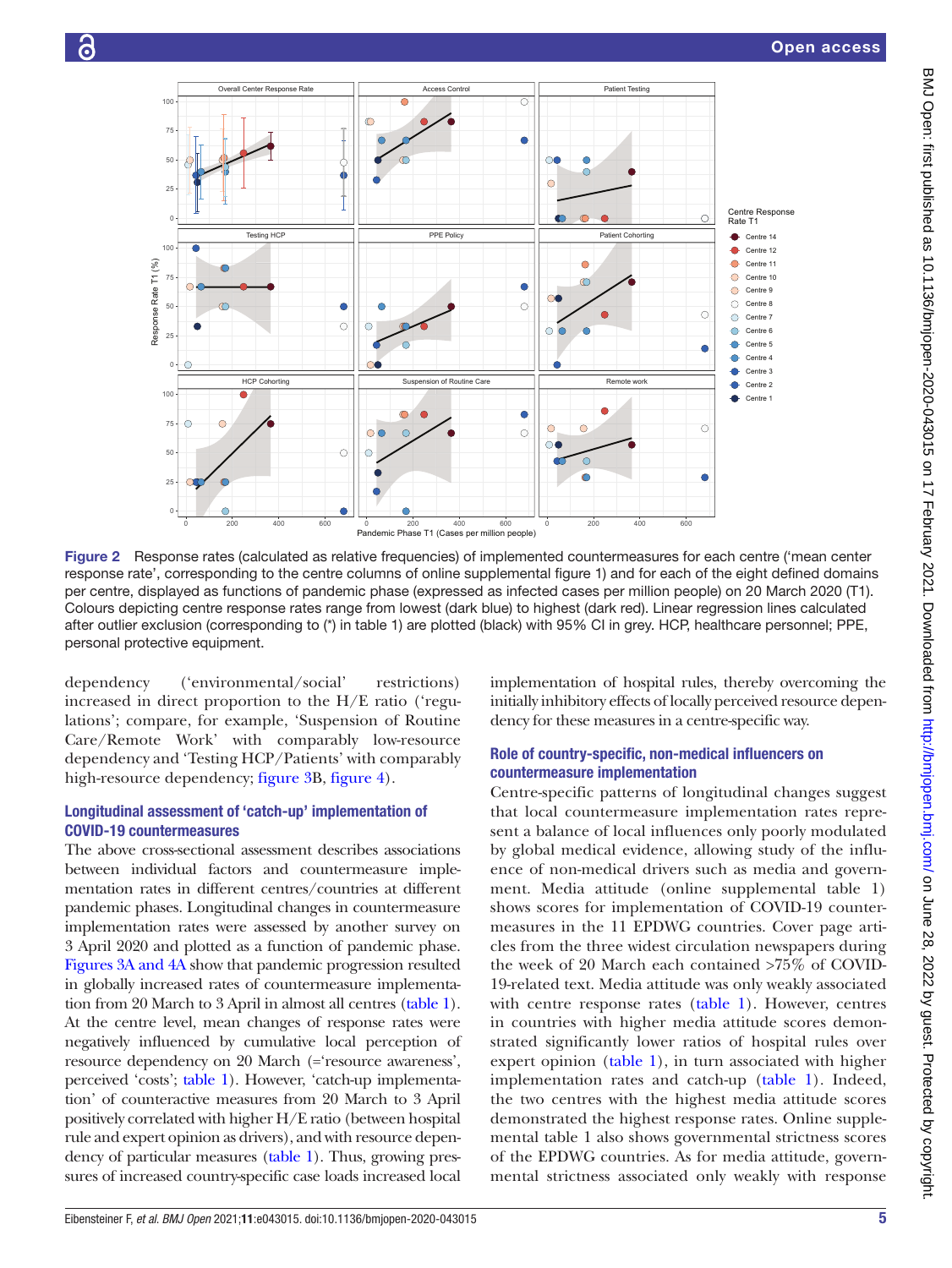Figure 2 Response rates (calculated as relative frequencies) of implemented countermeasures for each centre ('mean center response rate', corresponding to the centre columns of online supplemental figure 1) and for each of the eight defined domains per centre, displayed as functions of pandemic phase (expressed as infected cases per million people) on 20 March 2020 (T1). Colours depicting centre response rates range from lowest (dark blue) to highest (dark red). Linear regression lines calculated after outlier exclusion (corresponding to (*) in table 1) are plotted (black) with 95% CI in grey. HCP, healthcare personnel; PPE, personal protective equipment.

dependency ('environmental/social' restrictions) increased in direct proportion to the H/E ratio ('regulations'; compare, for example, 'Suspension of Routine Care/Remote Work' with comparably low-resource dependency and 'Testing HCP/Patients' with comparably high-resource dependency; figure 3B, figure 4).

### Longitudinal assessment of 'catch-up' implementation of COVID-19 countermeasures

The above cross-sectional assessment describes associations between individual factors and countermeasure implementation rates in different centres/countries at different pandemic phases. Longitudinal changes in countermeasure implementation rates were assessed by another survey on 3 April 2020 and plotted as a function of pandemic phase. Figures 3A and 4A show that pandemic progression resulted in globally increased rates of countermeasure implementation from 20 March to 3 April in almost all centres (table 1). At the centre level, mean changes of response rates were negatively influenced by cumulative local perception of resource dependency on 20 March (='resource awareness', perceived 'costs'; table 1). However, 'catch-up implementation' of counteractive measures from 20 March to 3 April positively correlated with higher H/E ratio (between hospital rule and expert opinion as drivers), and with resource dependency of particular measures (table 1). Thus, growing pressures of increased country-specific case loads increased local implementation of hospital rules, thereby overcoming the initially inhibitory effects of locally perceived resource dependency for these measures in a centre-specific way.

### Role of country-specific, non-medical influencers on countermeasure implementation

Centre-specific patterns of longitudinal changes suggest that local countermeasure implementation rates represent a balance of local influences only poorly modulated by global medical evidence, allowing study of the influence of non-medical drivers such as media and government. Media attitude (online supplemental table 1) shows scores for implementation of COVID-19 countermeasures in the 11 EPDWG countries. Cover page articles from the three widest circulation newspapers during the week of 20 March each contained >75% of COVID-19-related text. Media attitude was only weakly associated with centre response rates (table 1). However, centres in countries with higher media attitude scores demonstrated significantly lower ratios of hospital rules over expert opinion (table 1), in turn associated with higher implementation rates and catch-up (table 1). Indeed, the two centres with the highest media attitude scores demonstrated the highest response rates. Online supplemental table 1 also shows governmental strictness scores of the EPDWG countries. As for media attitude, governmental strictness associated only weakly with response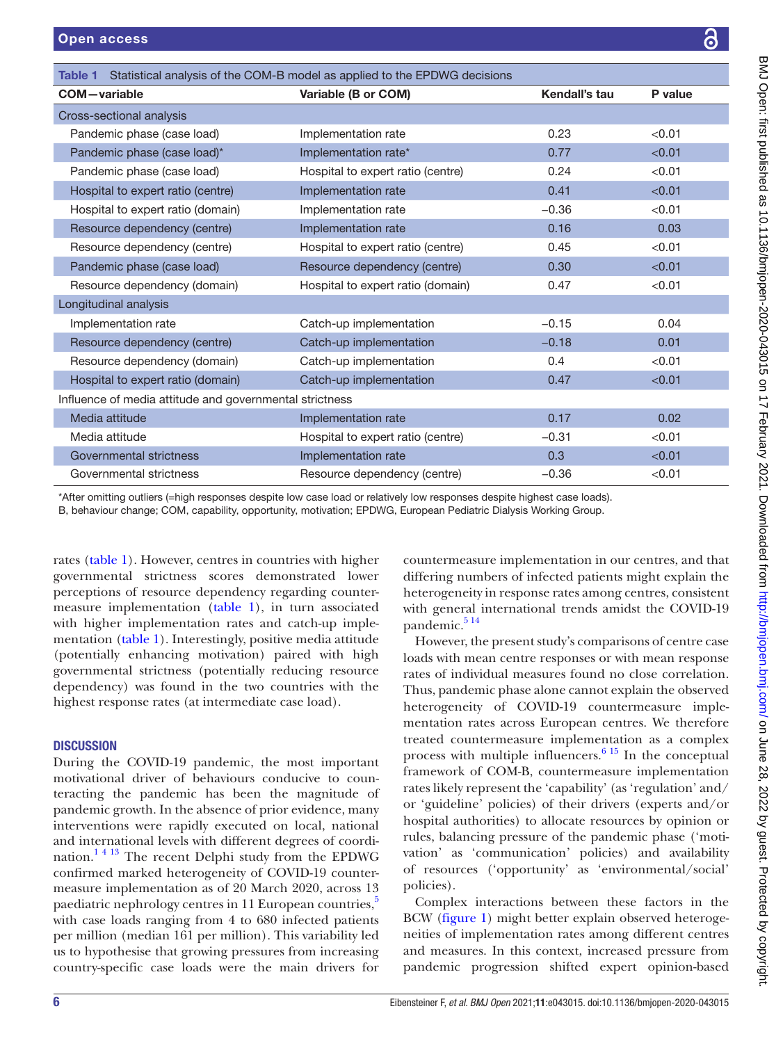**Table 1** Statistical analysis of the COM-B model as applied to the EPDWG decisions

| COM—variable | Variable (B or COM) | Kendall's tau | P value |
|---|---|---|---|
| **Cross-sectional analysis** | | | |
| Pandemic phase (case load) | Implementation rate | 0.23 | <0.01 |
| Pandemic phase (case load)* | Implementation rate* | 0.77 | <0.01 |
| Pandemic phase (case load) | Hospital to expert ratio (centre) | 0.24 | <0.01 |
| Hospital to expert ratio (centre) | Implementation rate | 0.41 | <0.01 |
| Hospital to expert ratio (domain) | Implementation rate | −0.36 | <0.01 |
| Resource dependency (centre) | Implementation rate | 0.16 | 0.03 |
| Resource dependency (centre) | Hospital to expert ratio (centre) | 0.45 | <0.01 |
| Pandemic phase (case load) | Resource dependency (centre) | 0.30 | <0.01 |
| Resource dependency (domain) | Hospital to expert ratio (domain) | 0.47 | <0.01 |
| **Longitudinal analysis** | | | |
| Implementation rate | Catch-up implementation | −0.15 | 0.04 |
| Resource dependency (centre) | Catch-up implementation | −0.18 | 0.01 |
| Resource dependency (domain) | Catch-up implementation | 0.4 | <0.01 |
| Hospital to expert ratio (domain) | Catch-up implementation | 0.47 | <0.01 |
| **Influence of media attitude and governmental strictness** | | | |
| Media attitude | Implementation rate | 0.17 | 0.02 |
| Media attitude | Hospital to expert ratio (centre) | −0.31 | <0.01 |
| Governmental strictness | Implementation rate | 0.3 | <0.01 |
| Governmental strictness | Resource dependency (centre) | −0.36 | <0.01 |

*After omitting outliers (=high responses despite low case load or relatively low responses despite highest case loads).

B, behaviour change; COM, capability, opportunity, motivation; EPDWG, European Pediatric Dialysis Working Group.

rates (table 1). However, centres in countries with higher governmental strictness scores demonstrated lower perceptions of resource dependency regarding countermeasure implementation (table 1), in turn associated with higher implementation rates and catch-up implementation (table 1). Interestingly, positive media attitude (potentially enhancing motivation) paired with high governmental strictness (potentially reducing resource dependency) was found in the two countries with the highest response rates (at intermediate case load).

## DISCUSSION

During the COVID-19 pandemic, the most important motivational driver of behaviours conducive to counteracting the pandemic has been the magnitude of pandemic growth. In the absence of prior evidence, many interventions were rapidly executed on local, national and international levels with different degrees of coordination.[1 4 13] The recent Delphi study from the EPDWG confirmed marked heterogeneity of COVID-19 countermeasure implementation as of 20 March 2020, across 13 paediatric nephrology centres in 11 European countries,[5] with case loads ranging from 4 to 680 infected patients per million (median 161 per million). This variability led us to hypothesise that growing pressures from increasing country-specific case loads were the main drivers for countermeasure implementation in our centres, and that differing numbers of infected patients might explain the heterogeneity in response rates among centres, consistent with general international trends amidst the COVID-19 pandemic.[5 14]

However, the present study's comparisons of centre case loads with mean centre responses or with mean response rates of individual measures found no close correlation. Thus, pandemic phase alone cannot explain the observed heterogeneity of COVID-19 countermeasure implementation rates across European centres. We therefore treated countermeasure implementation as a complex process with multiple influencers.[6 15] In the conceptual framework of COM-B, countermeasure implementation rates likely represent the 'capability' (as 'regulation' and/or 'guideline' policies) of their drivers (experts and/or hospital authorities) to allocate resources by opinion or rules, balancing pressure of the pandemic phase ('motivation' as 'communication' policies) and availability of resources ('opportunity' as 'environmental/social' policies).

Complex interactions between these factors in the BCW (figure 1) might better explain observed heterogeneities of implementation rates among different centres and measures. In this context, increased pressure from pandemic progression shifted expert opinion-based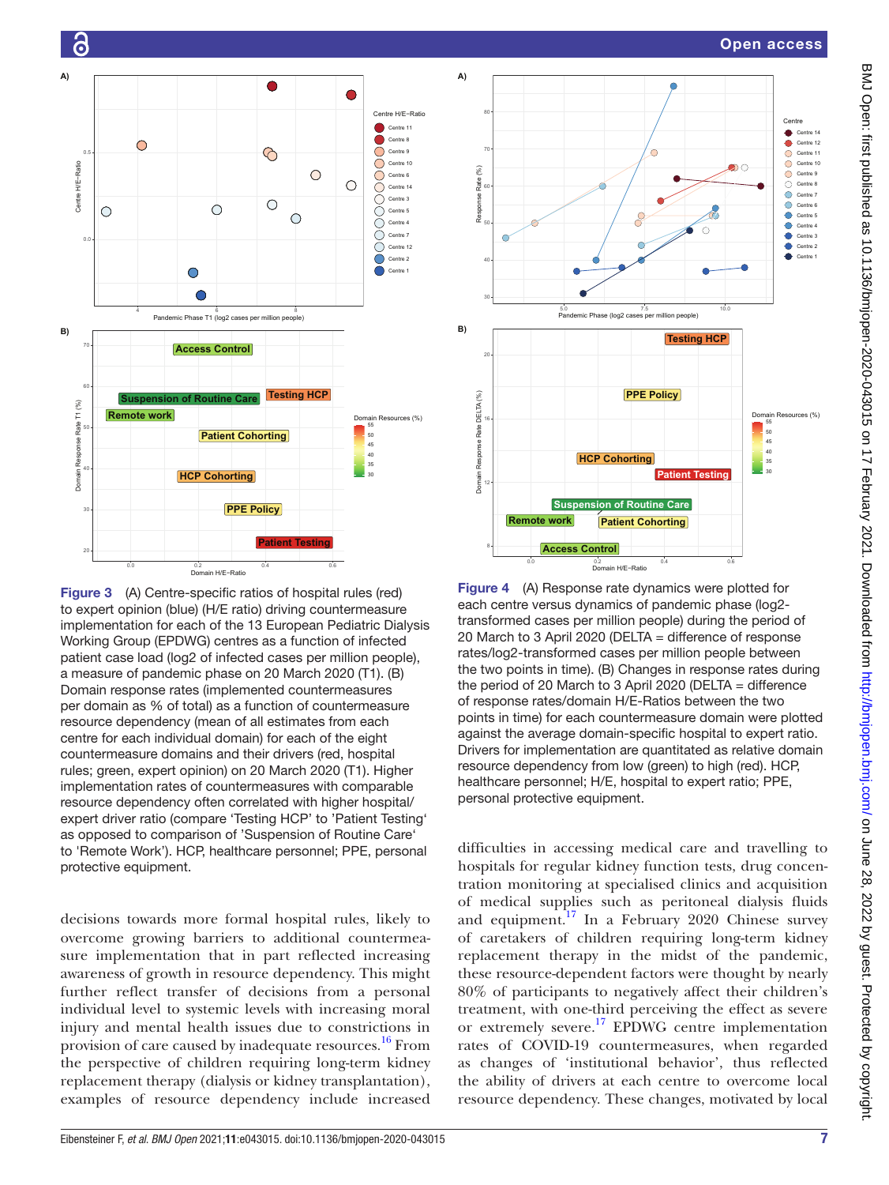**Figure 3** (A) Centre-specific ratios of hospital rules (red) to expert opinion (blue) (H/E ratio) driving countermeasure implementation for each of the 13 European Pediatric Dialysis Working Group (EPDWG) centres as a function of infected patient case load (log2 of infected cases per million people), a measure of pandemic phase on 20 March 2020 (T1). (B) Domain response rates (implemented countermeasures per domain as % of total) as a function of countermeasure resource dependency (mean of all estimates from each centre for each individual domain) for each of the eight countermeasure domains and their drivers (red, hospital rules; green, expert opinion) on 20 March 2020 (T1). Higher implementation rates of countermeasures with comparable resource dependency often correlated with higher hospital/expert driver ratio (compare 'Testing HCP' to 'Patient Testing' as opposed to comparison of 'Suspension of Routine Care' to 'Remote Work'). HCP, healthcare personnel; PPE, personal protective equipment.

**Figure 4** (A) Response rate dynamics were plotted for each centre versus dynamics of pandemic phase (log2-transformed cases per million people) during the period of 20 March to 3 April 2020 (DELTA = difference of response rates/log2-transformed cases per million people between the two points in time). (B) Changes in response rates during the period of 20 March to 3 April 2020 (DELTA = difference of response rates/domain H/E-Ratios between the two points in time) for each countermeasure domain were plotted against the average domain-specific hospital to expert ratio. Drivers for implementation are quantitated as relative domain resource dependency from low (green) to high (red). HCP, healthcare personnel; H/E, hospital to expert ratio; PPE, personal protective equipment.

decisions towards more formal hospital rules, likely to overcome growing barriers to additional countermeasure implementation in part reflected increasing awareness of growth in resource dependency. This might further reflect transfer of decisions from a personal individual level to systemic levels with increasing moral injury and mental health issues due to constrictions in provision of care caused by inadequate resources.[16] From the perspective of children requiring long-term kidney replacement therapy (dialysis or kidney transplantation), examples of resource dependency include increased difficulties in accessing medical care and travelling to hospitals for regular kidney function tests, drug concentration monitoring at specialised clinics and acquisition of medical supplies such as peritoneal dialysis fluids and equipment.[17] In a February 2020 Chinese survey of caretakers of children requiring long-term kidney replacement therapy in the midst of the pandemic, these resource-dependent factors were thought by nearly 80% of participants to negatively affect their children's treatment, with one-third perceiving the effect as severe or extremely severe.[17] EPDWG centre implementation rates of COVID-19 countermeasures, when regarded as changes of 'institutional behavior', thus reflected the ability of drivers at each centre to overcome local resource dependency. These changes, motivated by local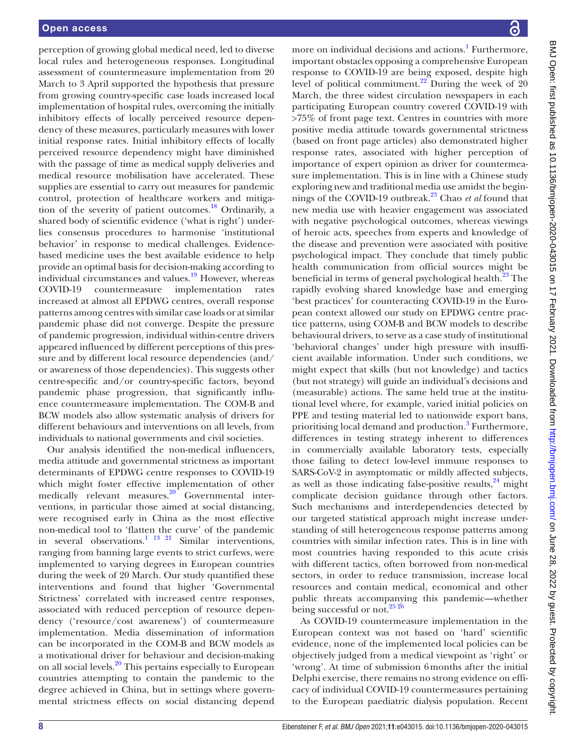perception of growing global medical need, led to diverse local rules and heterogeneous responses. Longitudinal assessment of countermeasure implementation from 20 March to 3 April supported the hypothesis that pressure from growing country-specific case loads increased local implementation of hospital rules, overcoming the initially inhibitory effects of locally perceived resource dependency of these measures, particularly measures with lower initial response rates. Initial inhibitory effects of locally perceived resource dependency might have diminished with the passage of time as medical supply deliveries and medical resource mobilisation have accelerated. These supplies are essential to carry out measures for pandemic control, protection of healthcare workers and mitigation of the severity of patient outcomes.[18] Ordinarily, a shared body of scientific evidence ('what is right') underlies consensus procedures to harmonise 'institutional behavior' in response to medical challenges. Evidence-based medicine uses the best available evidence to help provide an optimal basis for decision-making according to individual circumstances and values.[19] However, whereas COVID-19 countermeasure implementation rates increased at almost all EPDWG centres, overall response patterns among centres with similar case loads or at similar pandemic phase did not converge. Despite the pressure of pandemic progression, individual within-centre drivers appeared influenced by different perceptions of this pressure and by different local resource dependencies (and/or awareness of those dependencies). This suggests other centre-specific and/or country-specific factors, beyond pandemic phase progression, that significantly influence countermeasure implementation. The COM-B and BCW models also allow systematic analysis of drivers for different behaviours and interventions on all levels, from individuals to national governments and civil societies.

Our analysis identified the non-medical influencers, media attitude and governmental strictness as important determinants of EPDWG centre responses to COVID-19 which might foster effective implementation of other medically relevant measures.[20] Governmental interventions, in particular those aimed at social distancing, were recognised early in China as the most effective non-medical tool to 'flatten the curve' of the pandemic in several observations.[1 13 21] Similar interventions, ranging from banning large events to strict curfews, were implemented to varying degrees in European countries during the week of 20 March. Our study quantified these interventions and found that higher 'Governmental Strictness' correlated with increased centre responses, associated with reduced perception of resource dependency ('resource/cost awareness') of countermeasure implementation. Media dissemination of information can be incorporated in the COM-B and BCW models as a motivational driver for behaviour and decision-making on all social levels.[20] This pertains especially to European countries attempting to contain the pandemic to the degree achieved in China, but in settings where governmental strictness effects on social distancing depend more on individual decisions and actions.[1] Furthermore, important obstacles opposing a comprehensive European response to COVID-19 are being exposed, despite high level of political commitment.[22] During the week of 20 March, the three widest circulation newspapers in each participating European country covered COVID-19 with >75% of front page text. Centres in countries with more positive media attitude towards governmental strictness (based on front page articles) also demonstrated higher response rates, associated with higher perception of importance of expert opinion as driver for countermeasure implementation. This is in line with a Chinese study exploring new and traditional media use amidst the beginnings of the COVID-19 outbreak.[23] Chao *et al* found that new media use with heavier engagement was associated with negative psychological outcomes, whereas viewings of heroic acts, speeches from experts and knowledge of the disease and prevention were associated with positive psychological impact. They conclude that timely public health communication from official sources might be beneficial in terms of general psychological health.[23] The rapidly evolving shared knowledge base and emerging 'best practices' for counteracting COVID-19 in the European context allowed our study on EPDWG centre practice patterns, using COM-B and BCW models to describe behavioural drivers, to serve as a case study of institutional 'behavioral changes' under high pressure with insufficient available information. Under such conditions, we might expect that skills (but not knowledge) and tactics (but not strategy) will guide an individual's decisions and (measurable) actions. The same held true at the institutional level where, for example, varied initial policies on PPE and testing material led to nationwide export bans, prioritising local demand and production.[3] Furthermore, differences in testing strategy inherent to differences in commercially available laboratory tests, especially those failing to detect low-level immune responses to SARS-CoV-2 in asymptomatic or mildly affected subjects, as well as those indicating false-positive results,[24] might complicate decision guidance through other factors. Such mechanisms and interdependencies detected by our targeted statistical approach might increase understanding of still heterogeneous response patterns among countries with similar infection rates. This is in line with most countries having responded to this acute crisis with different tactics, often borrowed from non-medical sectors, in order to reduce transmission, increase local resources and contain medical, economical and other public threats accompanying this pandemic—whether being successful or not.[25 26]

As COVID-19 countermeasure implementation in the European context was not based on 'hard' scientific evidence, none of the implemented local policies can be objectively judged from a medical viewpoint as 'right' or 'wrong'. At time of submission 6 months after the initial Delphi exercise, there remains no strong evidence on efficacy of individual COVID-19 countermeasures pertaining to the European paediatric dialysis population. Recent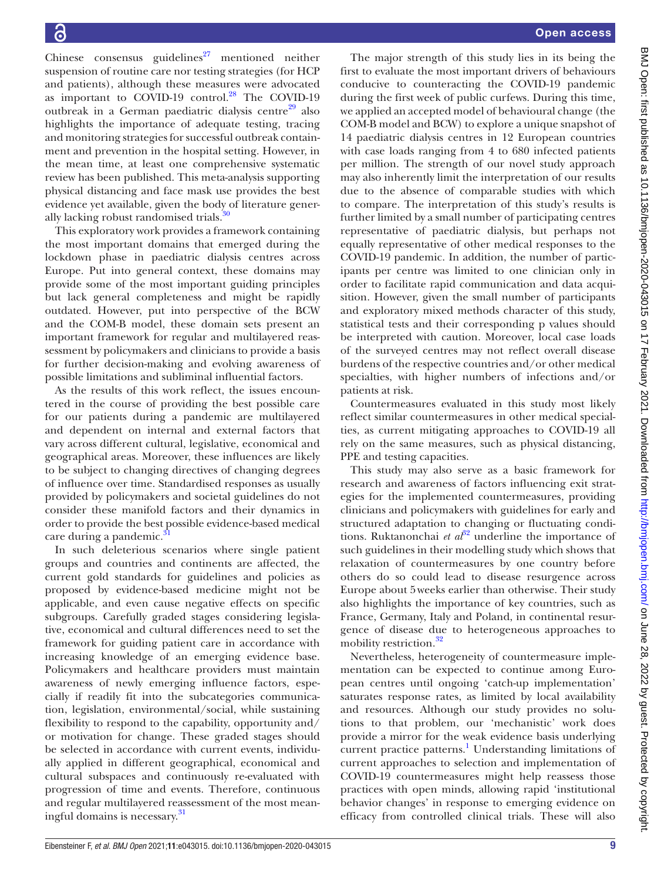Chinese consensus guidelines[27] mentioned neither suspension of routine care nor testing strategies (for HCP and patients), although these measures were advocated as important to COVID-19 control.[28] The COVID-19 outbreak in a German paediatric dialysis centre[29] also highlights the importance of adequate testing, tracing and monitoring strategies for successful outbreak containment and prevention in the hospital setting. However, in the mean time, at least one comprehensive systematic review has been published. This meta-analysis supporting physical distancing and face mask use provides the best evidence yet available, given the body of literature generally lacking robust randomised trials.[30]

This exploratory work provides a framework containing the most important domains that emerged during the lockdown phase in paediatric dialysis centres across Europe. Put into general context, these domains may provide some of the most important guiding principles but lack general completeness and might be rapidly outdated. However, put into perspective of the BCW and the COM-B model, these domain sets present an important framework for regular and multilayered reassessment by policymakers and clinicians to provide a basis for further decision-making and evolving awareness of possible limitations and subliminal influential factors.

As the results of this work reflect, the issues encountered in the course of providing the best possible care for our patients during a pandemic are multilayered and dependent on internal and external factors that vary across different cultural, legislative, economical and geographical areas. Moreover, these influences are likely to be subject to changing directives of changing degrees of influence over time. Standardised responses as usually provided by policymakers and societal guidelines do not consider these manifold factors and their dynamics in order to provide the best possible evidence-based medical care during a pandemic.[31]

In such deleterious scenarios where single patient groups and countries and continents are affected, the current gold standards for guidelines and policies as proposed by evidence-based medicine might not be applicable, and even cause negative effects on specific subgroups. Carefully graded stages considering legislative, economical and cultural differences need to set the framework for guiding patient care in accordance with increasing knowledge of an emerging evidence base. Policymakers and healthcare providers must maintain awareness of newly emerging influence factors, especially if readily fit into the subcategories communication, legislation, environmental/social, while sustaining flexibility to respond to the capability, opportunity and/or motivation for change. These graded stages should be selected in accordance with current events, individually applied in different geographical, economical and cultural subspaces and continuously re-evaluated with progression of time and events. Therefore, continuous and regular multilayered reassessment of the most meaningful domains is necessary.[31]

The major strength of this study lies in its being the first to evaluate the most important drivers of behaviours conducive to counteracting the COVID-19 pandemic during the first week of public curfews. During this time, we applied an accepted model of behavioural change (the COM-B model and BCW) to explore a unique snapshot of 14 paediatric dialysis centres in 12 European countries with case loads ranging from 4 to 680 infected patients per million. The strength of our novel study approach may also inherently limit the interpretation of our results due to the absence of comparable studies with which to compare. The interpretation of this study's results is further limited by a small number of participating centres representative of paediatric dialysis, but perhaps not equally representative of other medical responses to the COVID-19 pandemic. In addition, the number of participants per centre was limited to one clinician only in order to facilitate rapid communication and data acquisition. However, given the small number of participants and exploratory mixed methods character of this study, statistical tests and their corresponding p values should be interpreted with caution. Moreover, local case loads of the surveyed centres may not reflect overall disease burdens of the respective countries and/or other medical specialties, with higher numbers of infections and/or patients at risk.

Countermeasures evaluated in this study most likely reflect similar countermeasures in other medical specialties, as current mitigating approaches to COVID-19 all rely on the same measures, such as physical distancing, PPE and testing capacities.

This study may also serve as a basic framework for research and awareness of factors influencing exit strategies for the implemented countermeasures, providing clinicians and policymakers with guidelines for early and structured adaptation to changing or fluctuating conditions. Ruktanonchai *et al*[32] underline the importance of such guidelines in their modelling study which shows that relaxation of countermeasures by one country before others do so could lead to disease resurgence across Europe about 5 weeks earlier than otherwise. Their study also highlights the importance of key countries, such as France, Germany, Italy and Poland, in continental resurgence of disease due to heterogeneous approaches to mobility restriction.[32]

Nevertheless, heterogeneity of countermeasure implementation can be expected to continue among European centres until ongoing 'catch-up implementation' saturates response rates, as limited by local availability and resources. Although our study provides no solutions to that problem, our 'mechanistic' work does provide a mirror for the weak evidence basis underlying current practice patterns.[1] Understanding limitations of current approaches to selection and implementation of COVID-19 countermeasures might help reassess those practices with open minds, allowing rapid 'institutional behavior changes' in response to emerging evidence on efficacy from controlled clinical trials. These will also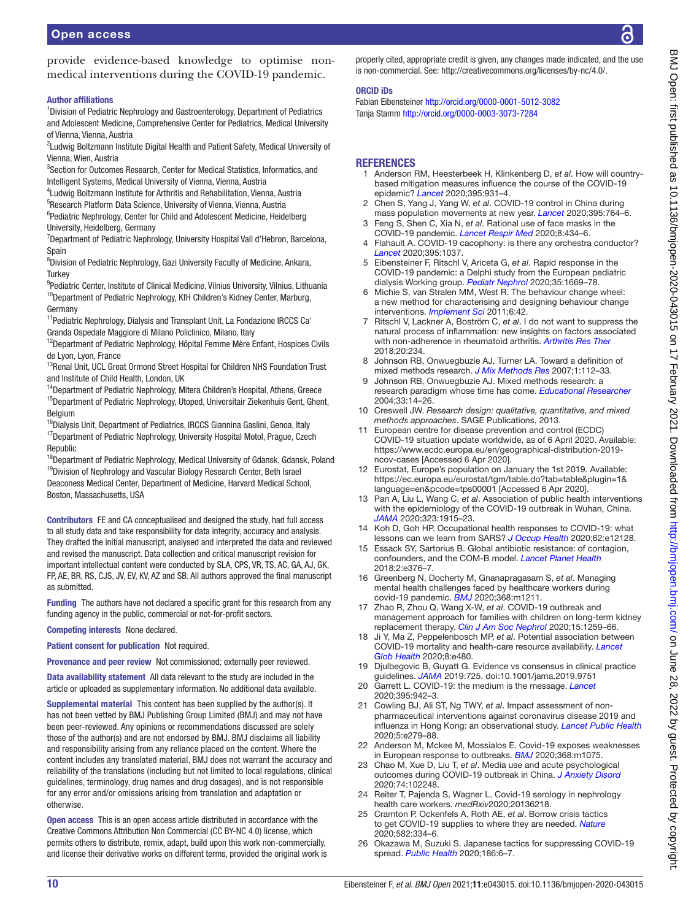provide evidence-based knowledge to optimise non-medical interventions during the COVID-19 pandemic.

**Author affiliations**

[1]Division of Pediatric Nephrology and Gastroenterology, Department of Pediatrics and Adolescent Medicine, Comprehensive Center for Pediatrics, Medical University of Vienna, Vienna, Austria
[2]Ludwig Boltzmann Institute Digital Health and Patient Safety, Medical University of Vienna, Wien, Austria
[3]Section for Outcomes Research, Center for Medical Statistics, Informatics, and Intelligent Systems, Medical University of Vienna, Vienna, Austria
[4]Ludwig Boltzmann Institute for Arthritis and Rehabilitation, Vienna, Austria
[5]Research Platform Data Science, University of Vienna, Vienna, Austria
[6]Pediatric Nephrology, Center for Child and Adolescent Medicine, Heidelberg University, Heidelberg, Germany
[7]Department of Pediatric Nephrology, University Hospital Vall d'Hebron, Barcelona, Spain
[8]Division of Pediatric Nephrology, Gazi University Faculty of Medicine, Ankara, Turkey
[9]Pediatric Center, Institute of Clinical Medicine, Vilnius University, Vilnius, Lithuania
[10]Department of Pediatric Nephrology, KfH Children's Kidney Center, Marburg, Germany
[11]Pediatric Nephrology, Dialysis and Transplant Unit, La Fondazione IRCCS Ca' Granda Ospedale Maggiore di Milano Policlinico, Milano, Italy
[12]Department of Pediatric Nephrology, Hôpital Femme Mère Enfant, Hospices Civils de Lyon, Lyon, France
[13]Renal Unit, UCL Great Ormond Street Hospital for Children NHS Foundation Trust and Institute of Child Health, London, UK
[14]Department of Pediatric Nephrology, Mitera Children's Hospital, Athens, Greece
[15]Department of Pediatric Nephrology, Utoped, Universitair Ziekenhuis Gent, Ghent, Belgium
[16]Dialysis Unit, Department of Pediatrics, IRCCS Giannina Gaslini, Genoa, Italy
[17]Department of Pediatric Nephrology, University Hospital Motol, Prague, Czech Republic
[18]Department of Pediatric Nephrology, Medical University of Gdansk, Gdansk, Poland
[19]Division of Nephrology and Vascular Biology Research Center, Beth Israel Deaconess Medical Center, Department of Medicine, Harvard Medical School, Boston, Massachusetts, USA

**Contributors** FE and CA conceptualised and designed the study, had full access to all study data and take responsibility for data integrity, accuracy and analysis. They drafted the initial manuscript, analysed and interpreted the data and reviewed and revised the manuscript. Data collection and critical manuscript revision for important intellectual content were conducted by SLA, CPS, VR, TS, AC, GA, AJ, GK, FP, AE, BR, RS, CJS, JV, EV, KV, AZ and SB. All authors approved the final manuscript as submitted.

**Funding** The authors have not declared a specific grant for this research from any funding agency in the public, commercial or not-for-profit sectors.

**Competing interests** None declared.

**Patient consent for publication** Not required.

**Provenance and peer review** Not commissioned; externally peer reviewed.

**Data availability statement** All data relevant to the study are included in the article or uploaded as supplementary information. No additional data available.

**Supplemental material** This content has been supplied by the author(s). It has not been vetted by BMJ Publishing Group Limited (BMJ) and may not have been peer-reviewed. Any opinions or recommendations discussed are solely those of the author(s) and are not endorsed by BMJ. BMJ disclaims all liability and responsibility arising from any reliance placed on the content. Where the content includes any translated material, BMJ does not warrant the accuracy and reliability of the translations (including but not limited to local regulations, clinical guidelines, terminology, drug names and drug dosages), and is not responsible for any error and/or omissions arising from translation and adaptation or otherwise.

**Open access** This is an open access article distributed in accordance with the Creative Commons Attribution Non Commercial (CC BY-NC 4.0) license, which permits others to distribute, remix, adapt, build upon this work non-commercially, and license their derivative works on different terms, provided the original work is properly cited, appropriate credit is given, any changes made indicated, and the use is non-commercial. See: http://creativecommons.org/licenses/by-nc/4.0/.

**ORCID iDs**

Fabian Eibensteiner http://orcid.org/0000-0001-5012-3082
Tanja Stamm http://orcid.org/0000-0003-3073-7284

## REFERENCES

1. Anderson RM, Heesterbeek H, Klinkenberg D, *et al*. How will country-based mitigation measures influence the course of the COVID-19 epidemic? *Lancet* 2020;395:931–4.
2. Chen S, Yang J, Yang W, *et al*. COVID-19 control in China during mass population movements at new year. *Lancet* 2020;395:764–6.
3. Feng S, Shen C, Xia N, *et al*. Rational use of face masks in the COVID-19 pandemic. *Lancet Respir Med* 2020;8:434–6.
4. Flahault A. COVID-19 cacophony: is there any orchestra conductor? *Lancet* 2020;395:1037.
5. Eibensteiner F, Ritschl V, Ariceta G, *et al*. Rapid response in the COVID-19 pandemic: a Delphi study from the European pediatric dialysis Working group. *Pediatr Nephrol* 2020;35:1669–78.
6. Michie S, van Stralen MM, West R. The behaviour change wheel: a new method for characterising and designing behaviour change interventions. *Implement Sci* 2011;6:42.
7. Ritschl V, Lackner A, Boström C, *et al*. I do not want to suppress the natural process of inflammation: new insights on factors associated with non-adherence in rheumatoid arthritis. *Arthritis Res Ther* 2018;20:234.
8. Johnson RB, Onwuegbuzie AJ, Turner LA. Toward a definition of mixed methods research. *J Mix Methods Res* 2007;1:112–33.
9. Johnson RB, Onwuegbuzie AJ. Mixed methods research: a research paradigm whose time has come. *Educational Researcher* 2004;33:14–26.
10. Creswell JW. *Research design: qualitative, quantitative, and mixed methods approaches*. SAGE Publications, 2013.
11. European centre for disease prevention and control (ECDC) COVID-19 situation update worldwide, as of 6 April 2020. Available: https://www.ecdc.europa.eu/en/geographical-distribution-2019-ncov-cases [Accessed 6 Apr 2020].
12. Eurostat, Europe's population on January the 1st 2019. Available: https://ec.europa.eu/eurostat/tgm/table.do?tab=table&plugin=1&language=en&pcode=tps00001 [Accessed 6 Apr 2020].
13. Pan A, Liu L, Wang C, *et al*. Association of public health interventions with the epidemiology of the COVID-19 outbreak in Wuhan, China. *JAMA* 2020;323:1915–23.
14. Koh D, Goh HP. Occupational health responses to COVID-19: what lessons can we learn from SARS? *J Occup Health* 2020;62:e12128.
15. Essack SY, Sartorius B. Global antibiotic resistance: of contagion, confounders, and the COM-B model. *Lancet Planet Health* 2018;2:e376–7.
16. Greenberg N, Docherty M, Gnanapragasam S, *et al*. Managing mental health challenges faced by healthcare workers during covid-19 pandemic. *BMJ* 2020;368:m1211.
17. Zhao R, Zhou Q, Wang X-W, *et al*. COVID-19 outbreak and management approach for families with children on long-term kidney replacement therapy. *Clin J Am Soc Nephrol* 2020;15:1259–66.
18. Ji Y, Ma Z, Peppelenbosch MP, *et al*. Potential association between COVID-19 mortality and health-care resource availability. *Lancet Glob Health* 2020;8:e480.
19. Djulbegovic B, Guyatt G. Evidence vs consensus in clinical practice guidelines. *JAMA* 2019:725. doi:10.1001/jama.2019.9751
20. Garrett L. COVID-19: the medium is the message. *Lancet* 2020;395:942–3.
21. Cowling BJ, Ali ST, Ng TWY, *et al*. Impact assessment of non-pharmaceutical interventions against coronavirus disease 2019 and influenza in Hong Kong: an observational study. *Lancet Public Health* 2020;5:e279–88.
22. Anderson M, Mckee M, Mossialos E. Covid-19 exposes weaknesses in European response to outbreaks. *BMJ* 2020;368:m1075.
23. Chao M, Xue D, Liu T, *et al*. Media use and acute psychological outcomes during COVID-19 outbreak in China. *J Anxiety Disord* 2020;74:102248.
24. Reiter T, Pajenda S, Wagner L. Covid-19 serology in nephrology health care workers. *medRxiv*2020;20136218.
25. Cramton P, Ockenfels A, Roth AE, *et al*. Borrow crisis tactics to get COVID-19 supplies to where they are needed. *Nature* 2020;582:334–6.
26. Okazawa M, Suzuki S. Japanese tactics for suppressing COVID-19 spread. *Public Health* 2020;186:6–7.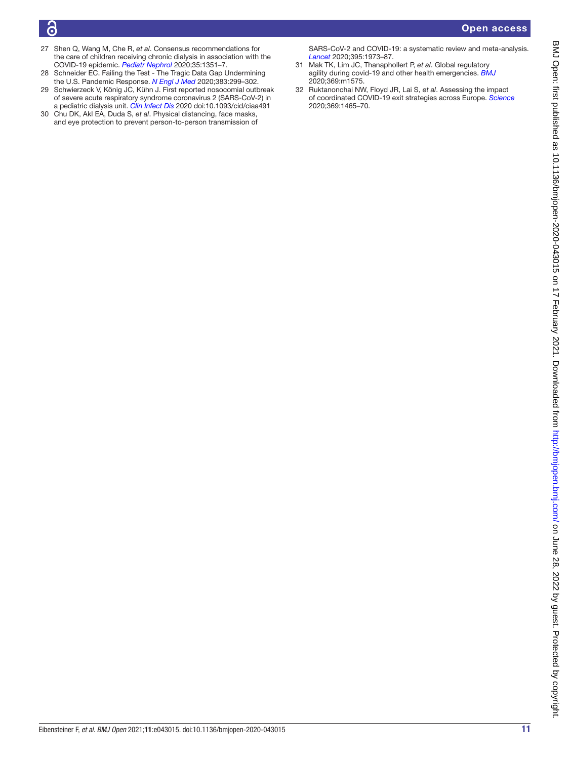27 Shen Q, Wang M, Che R, *et al*. Consensus recommendations for the care of children receiving chronic dialysis in association with the COVID-19 epidemic. *Pediatr Nephrol* 2020;35:1351–7.

28 Schneider EC. Failing the Test - The Tragic Data Gap Undermining the U.S. Pandemic Response. *N Engl J Med* 2020;383:299–302.

29 Schwierzeck V, König JC, Kühn J. First reported nosocomial outbreak of severe acute respiratory syndrome coronavirus 2 (SARS-CoV-2) in a pediatric dialysis unit. *Clin Infect Dis* 2020 doi:10.1093/cid/ciaa491

30 Chu DK, Akl EA, Duda S, *et al*. Physical distancing, face masks, and eye protection to prevent person-to-person transmission of SARS-CoV-2 and COVID-19: a systematic review and meta-analysis. *Lancet* 2020;395:1973–87.

31 Mak TK, Lim JC, Thanaphollert P, *et al*. Global regulatory agility during covid-19 and other health emergencies. *BMJ* 2020;369:m1575.

32 Ruktanonchai NW, Floyd JR, Lai S, *et al*. Assessing the impact of coordinated COVID-19 exit strategies across Europe. *Science* 2020;369:1465–70.